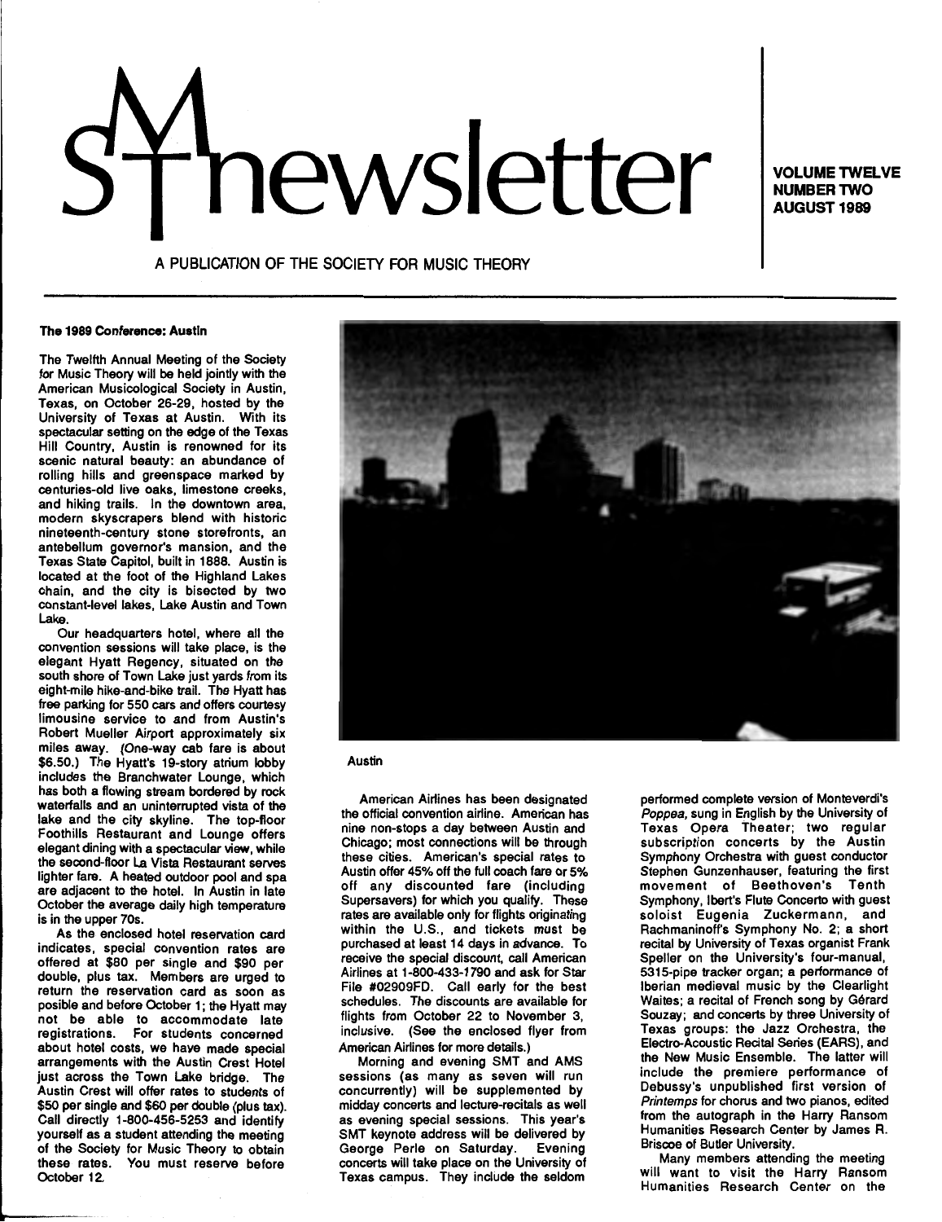# SMT newsletter

**VOLUME TWELVE**
**NUMBER TWO**
**AUGUST 1989**

A PUBLICATION OF THE SOCIETY FOR MUSIC THEORY

## The 1989 Conference: Austin

The Twelfth Annual Meeting of the Society for Music Theory will be held jointly with the American Musicological Society in Austin, Texas, on October 26-29, hosted by the University of Texas at Austin. With its spectacular setting on the edge of the Texas Hill Country, Austin is renowned for its scenic natural beauty: an abundance of rolling hills and greenspace marked by centuries-old live oaks, limestone creeks, and hiking trails. In the downtown area, modern skyscrapers blend with historic nineteenth-century stone storefronts, an antebellum governor's mansion, and the Texas State Capitol, built in 1888. Austin is located at the foot of the Highland Lakes chain, and the city is bisected by two constant-level lakes, Lake Austin and Town Lake.

Our headquarters hotel, where all the convention sessions will take place, is the elegant Hyatt Regency, situated on the south shore of Town Lake just yards from its eight-mile hike-and-bike trail. The Hyatt has free parking for 550 cars and offers courtesy limousine service to and from Austin's Robert Mueller Airport approximately six miles away. (One-way cab fare is about $6.50.) The Hyatt's 19-story atrium lobby includes the Branchwater Lounge, which has both a flowing stream bordered by rock waterfalls and an uninterrupted vista of the lake and the city skyline. The top-floor Foothills Restaurant and Lounge offers elegant dining with a spectacular view, while the second-floor La Vista Restaurant serves lighter fare. A heated outdoor pool and spa are adjacent to the hotel. In Austin in late October the average daily high temperature is in the upper 70s.

As the enclosed hotel reservation card indicates, special convention rates are offered at $80 per single and $90 per double, plus tax. Members are urged to return the reservation card as soon as posible and before October 1; the Hyatt may not be able to accommodate late registrations. For students concerned about hotel costs, we have made special arrangements with the Austin Crest Hotel just across the Town Lake bridge. The Austin Crest will offer rates to students of $50 per single and $60 per double (plus tax). Call directly 1-800-456-5253 and identify yourself as a student attending the meeting of the Society for Music Theory to obtain these rates. You must reserve before October 12.

Austin

American Airlines has been designated the official convention airline. American has nine non-stops a day between Austin and Chicago; most connections will be through these cities. American's special rates to Austin offer 45% off the full coach fare or 5% off any discounted fare (including Supersavers) for which you qualify. These rates are available only for flights originating within the U.S., and tickets must be purchased at least 14 days in advance. To receive the special discount, call American Airlines at 1-800-433-1790 and ask for Star File #02909FD. Call early for the best schedules. The discounts are available for flights from October 22 to November 3, inclusive. (See the enclosed flyer from American Airlines for more details.)

Morning and evening SMT and AMS sessions (as many as seven will run concurrently) will be supplemented by midday concerts and lecture-recitals as well as evening special sessions. This year's SMT keynote address will be delivered by George Perle on Saturday. Evening concerts will take place on the University of Texas campus. They include the seldom performed complete version of Monteverdi's *Poppea*, sung in English by the University of Texas Opera Theater; two regular subscription concerts by the Austin Symphony Orchestra with guest conductor Stephen Gunzenhauser, featuring the first movement of Beethoven's Tenth Symphony, Ibert's Flute Concerto with guest soloist Eugenia Zuckermann, and Rachmaninoff's Symphony No. 2; a short recital by University of Texas organist Frank Speller on the University's four-manual, 5315-pipe tracker organ; a performance of Iberian medieval music by the Clearlight Waites; a recital of French song by Gérard Souzay; and concerts by three University of Texas groups: the Jazz Orchestra, the Electro-Acoustic Recital Series (EARS), and the New Music Ensemble. The latter will include the premiere performance of Debussy's unpublished first version of *Printemps* for chorus and two pianos, edited from the autograph in the Harry Ransom Humanities Research Center by James R. Briscoe of Butler University.

Many members attending the meeting will want to visit the Harry Ransom Humanities Research Center on the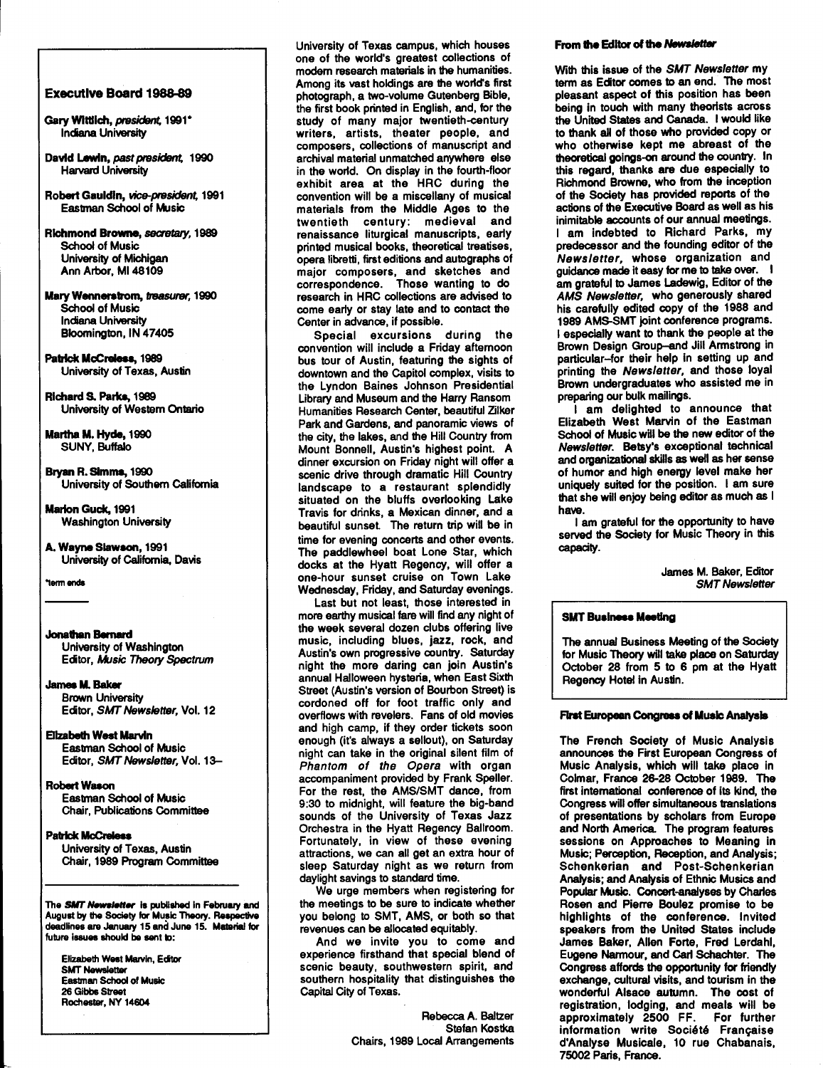### Executive Board 1988-89

**Gary Wittlich**, *president*, 1991*
Indiana University

**David Lewin**, *past president*, 1990
Harvard University

**Robert Gauldin**, *vice-president*, 1991
Eastman School of Music

**Richmond Browne**, *secretary*, 1989
School of Music
University of Michigan
Ann Arbor, MI 48109

**Mary Wennerstrom**, *treasurer*, 1990
School of Music
Indiana University
Bloomington, IN 47405

**Patrick McCreless**, 1989
University of Texas, Austin

**Richard S. Parks**, 1989
University of Western Ontario

**Martha M. Hyde**, 1990
SUNY, Buffalo

**Bryan R. Simms**, 1990
University of Southern California

**Marion Guck**, 1991
Washington University

**A. Wayne Slawson**, 1991
University of California, Davis

*term ends

---

**Jonathan Bernard**
University of Washington
Editor, *Music Theory Spectrum*

**James M. Baker**
Brown University
Editor, *SMT Newsletter*, Vol. 12

**Elizabeth West Marvin**
Eastman School of Music
Editor, *SMT Newsletter*, Vol. 13–

**Robert Wason**
Eastman School of Music
Chair, Publications Committee

**Patrick McCreless**
University of Texas, Austin
Chair, 1989 Program Committee

---

**The *SMT Newsletter* is published in February and August by the Society for Music Theory. Respective deadlines are January 15 and June 15. Material for future issues should be sent to:**

**Elizabeth West Marvin, Editor**
**SMT Newsletter**
**Eastman School of Music**
**26 Gibbs Street**
**Rochester, NY 14604**

University of Texas campus, which houses one of the world's greatest collections of modern research materials in the humanities. Among its vast holdings are the world's first photograph, a two-volume Gutenberg Bible, the first book printed in English, and, for the study of many major twentieth-century writers, artists, theater people, and composers, collections of manuscript and archival material unmatched anywhere else in the world. On display in the fourth-floor exhibit area at the HRC during the convention will be a miscellany of musical materials from the Middle Ages to the twentieth century: medieval and renaissance liturgical manuscripts, early printed musical books, theoretical treatises, opera libretti, first editions and autographs of major composers, and sketches and correspondence. Those wanting to do research in HRC collections are advised to come early or stay late and to contact the Center in advance, if possible.

Special excursions during the convention will include a Friday afternoon bus tour of Austin, featuring the sights of downtown and the Capitol complex, visits to the Lyndon Baines Johnson Presidential Library and Museum and the Harry Ransom Humanities Research Center, beautiful Zilker Park and Gardens, and panoramic views of the city, the lakes, and the Hill Country from Mount Bonnell, Austin's highest point. A dinner excursion on Friday night will offer a scenic drive through dramatic Hill Country landscape to a restaurant splendidly situated on the bluffs overlooking Lake Travis for drinks, a Mexican dinner, and a beautiful sunset. The return trip will be in time for evening concerts and other events. The paddlewheel boat Lone Star, which docks at the Hyatt Regency, will offer a one-hour sunset cruise on Town Lake Wednesday, Friday, and Saturday evenings.

Last but not least, those interested in more earthy musical fare will find any night of the week several dozen clubs offering live music, including blues, jazz, rock, and Austin's own progressive country. Saturday night the more daring can join Austin's annual Halloween hysteria, when East Sixth Street (Austin's version of Bourbon Street) is cordoned off for foot traffic only and overflows with revelers. Fans of old movies and high camp, if they order tickets soon enough (it's always a sellout), on Saturday night can take in the original silent film of *Phantom of the Opera* with organ accompaniment provided by Frank Speller. For the rest, the AMS/SMT dance, from 9:30 to midnight, will feature the big-band sounds of the University of Texas Jazz Orchestra in the Hyatt Regency Ballroom. Fortunately, in view of these evening attractions, we can all get an extra hour of sleep Saturday night as we return from daylight savings to standard time.

We urge members when registering for the meetings to be sure to indicate whether you belong to SMT, AMS, or both so that revenues can be allocated equitably.

And we invite you to come and experience firsthand that special blend of scenic beauty, southwestern spirit, and southern hospitality that distinguishes the Capital City of Texas.

Rebecca A. Baltzer
Stefan Kostka
Chairs, 1989 Local Arrangements

### From the Editor of the *Newsletter*

With this issue of the *SMT Newsletter* my term as Editor comes to an end. The most pleasant aspect of this position has been being in touch with many theorists across the United States and Canada. I would like to thank all of those who provided copy or who otherwise kept me abreast of the theoretical goings-on around the country. In this regard, thanks are due especially to Richmond Browne, who from the inception of the Society has provided reports of the actions of the Executive Board as well as his inimitable accounts of our annual meetings. I am indebted to Richard Parks, my predecessor and the founding editor of the *Newsletter*, whose organization and guidance made it easy for me to take over. I am grateful to James Ladewig, Editor of the *AMS Newsletter*, who generously shared his carefully edited copy of the 1988 and 1989 AMS-SMT joint conference programs. I especially want to thank the people at the Brown Design Group–and Jill Armstrong in particular–for their help in setting up and printing the *Newsletter*, and those loyal Brown undergraduates who assisted me in preparing our bulk mailings.

I am delighted to announce that Elizabeth West Marvin of the Eastman School of Music will be the new editor of the *Newsletter*. Betsy's exceptional technical and organizational skills as well as her sense of humor and high energy level make her uniquely suited for the position. I am sure that she will enjoy being editor as much as I have.

I am grateful for the opportunity to have served the Society for Music Theory in this capacity.

James M. Baker, Editor
*SMT Newsletter*

### SMT Business Meeting

The annual Business Meeting of the Society for Music Theory will take place on Saturday October 28 from 5 to 6 pm at the Hyatt Regency Hotel in Austin.

### First European Congress of Music Analysis

The French Society of Music Analysis announces the First European Congress of Music Analysis, which will take place in Colmar, France 26-28 October 1989. The first international conference of its kind, the Congress will offer simultaneous translations of presentations by scholars from Europe and North America. The program features sessions on Approaches to Meaning in Music; Perception, Reception, and Analysis; Schenkerian and Post-Schenkerian Analysis; and Analysis of Ethnic Musics and Popular Music. Concert-analyses by Charles Rosen and Pierre Boulez promise to be highlights of the conference. Invited speakers from the United States include James Baker, Allen Forte, Fred Lerdahl, Eugene Narmour, and Carl Schachter. The Congress affords the opportunity for friendly exchange, cultural visits, and tourism in the wonderful Alsace autumn. The cost of registration, lodging, and meals will be approximately 2500 FF. For further information write Société Française d'Analyse Musicale, 10 rue Chabanais, 75002 Paris, France.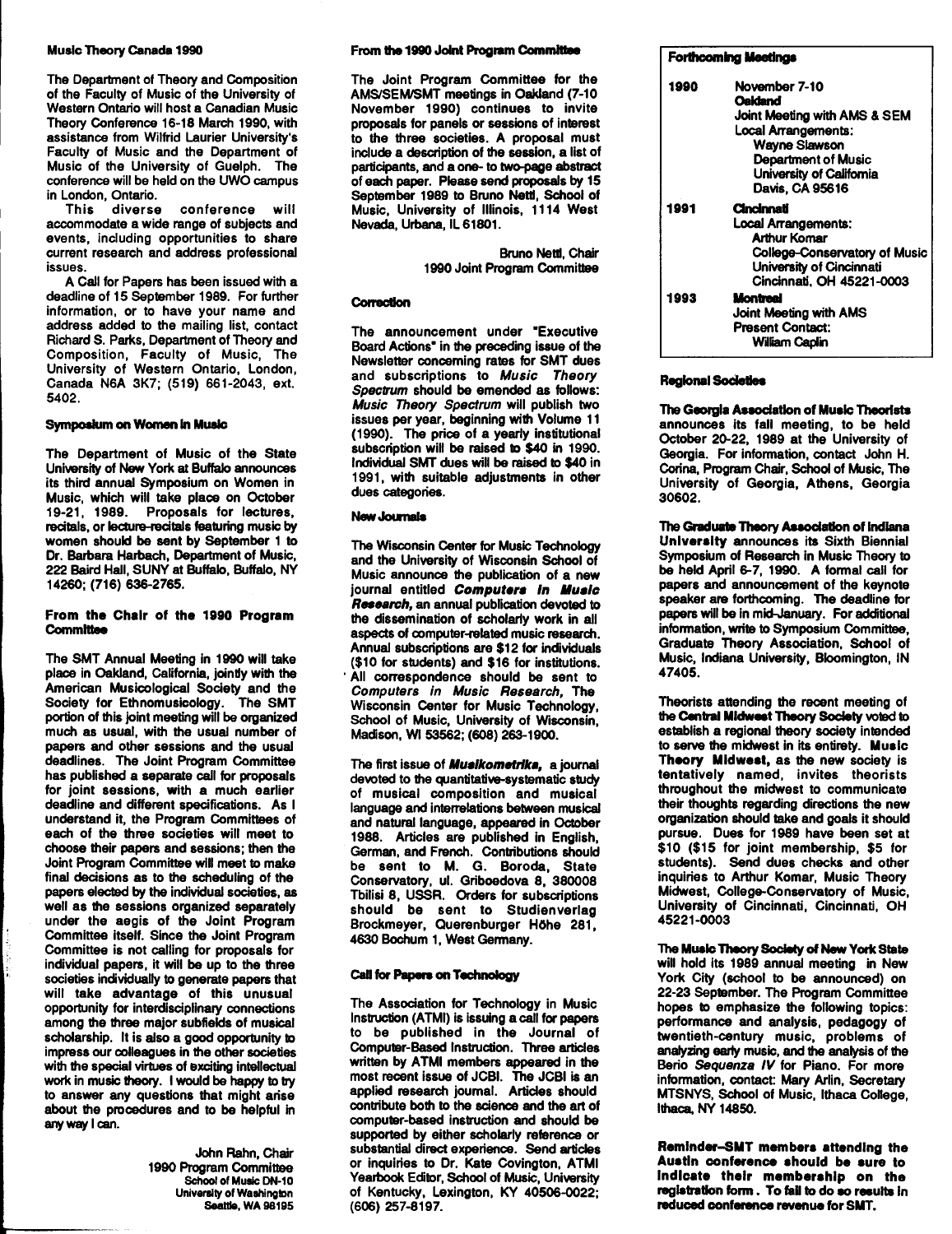### Music Theory Canada 1990

The Department of Theory and Composition of the Faculty of Music of the University of Western Ontario will host a Canadian Music Theory Conference 16-18 March 1990, with assistance from Wilfrid Laurier University's Faculty of Music and the Department of Music of the University of Guelph. The conference will be held on the UWO campus in London, Ontario.

This diverse conference will accommodate a wide range of subjects and events, including opportunities to share current research and address professional issues.

A Call for Papers has been issued with a deadline of 15 September 1989. For further information, or to have your name and address added to the mailing list, contact Richard S. Parks, Department of Theory and Composition, Faculty of Music, The University of Western Ontario, London, Canada N6A 3K7; (519) 661-2043, ext. 5402.

### Symposium on Women in Music

The Department of Music of the State University of New York at Buffalo announces its third annual Symposium on Women in Music, which will take place on October 19-21, 1989. Proposals for lectures, recitals, or lecture-recitals featuring music by women should be sent by September 1 to Dr. Barbara Harbach, Department of Music, 222 Baird Hall, SUNY at Buffalo, Buffalo, NY 14260; (716) 636-2765.

### From the Chair of the 1990 Program Committee

The SMT Annual Meeting in 1990 will take place in Oakland, California, jointly with the American Musicological Society and the Society for Ethnomusicology. The SMT portion of this joint meeting will be organized much as usual, with the usual number of papers and other sessions and the usual deadlines. The Joint Program Committee has published a separate call for proposals for joint sessions, with a much earlier deadline and different specifications. As I understand it, the Program Committees of each of the three societies will meet to choose their papers and sessions; then the Joint Program Committee will meet to make final decisions as to the scheduling of the papers elected by the individual societies, as well as the sessions organized separately under the aegis of the Joint Program Committee itself. Since the Joint Program Committee is not calling for proposals for individual papers, it will be up to the three societies individually to generate papers that will take advantage of this unusual opportunity for interdisciplinary connections among the three major subfields of musical scholarship. It is also a good opportunity to impress our colleagues in the other societies with the special virtues of exciting intellectual work in music theory. I would be happy to try to answer any questions that might arise about the procedures and to be helpful in any way I can.

John Rahn, Chair
1990 Program Committee
School of Music DN-10
University of Washington
Seattle, WA 98195

### From the 1990 Joint Program Committee

The Joint Program Committee for the AMS/SEM/SMT meetings in Oakland (7-10 November 1990) continues to invite proposals for panels or sessions of interest to the three societies. A proposal must include a description of the session, a list of participants, and a one- to two-page abstract of each paper. Please send proposals by 15 September 1989 to Bruno Nettl, School of Music, University of Illinois, 1114 West Nevada, Urbana, IL 61801.

Bruno Nettl, Chair
1990 Joint Program Committee

### Correction

The announcement under "Executive Board Actions" in the preceding issue of the Newsletter concerning rates for SMT dues and subscriptions to *Music Theory Spectrum* should be emended as follows: *Music Theory Spectrum* will publish two issues per year, beginning with Volume 11 (1990). The price of a yearly institutional subscription will be raised to $40 in 1990. Individual SMT dues will be raised to $40 in 1991, with suitable adjustments in other dues categories.

### New Journals

The Wisconsin Center for Music Technology and the University of Wisconsin School of Music announce the publication of a new journal entitled ***Computers in Music Research***, an annual publication devoted to the dissemination of scholarly work in all aspects of computer-related music research. Annual subscriptions are $12 for individuals ($10 for students) and $16 for institutions. All correspondence should be sent to *Computers in Music Research*, The Wisconsin Center for Music Technology, School of Music, University of Wisconsin, Madison, WI 53562; (608) 263-1900.

The first issue of ***Musikometrika***, a journal devoted to the quantitative-systematic study of musical composition and musical language and interrelations between musical and natural language, appeared in October 1988. Articles are published in English, German, and French. Contributions should be sent to M. G. Boroda, State Conservatory, ul. Griboedova 8, 380008 Tbilisi 8, USSR. Orders for subscriptions should be sent to Studienverlag Brockmeyer, Querenburger Höhe 281, 4630 Bochum 1, West Germany.

### Call for Papers on Technology

The Association for Technology in Music Instruction (ATMI) is issuing a call for papers to be published in the Journal of Computer-Based Instruction. Three articles written by ATMI members appeared in the most recent issue of JCBI. The JCBI is an applied research journal. Articles should contribute both to the science and the art of computer-based instruction and should be supported by either scholarly reference or substantial direct experience. Send articles or inquiries to Dr. Kate Covington, ATMI Yearbook Editor, School of Music, University of Kentucky, Lexington, KY 40506-0022; (606) 257-8197.

### Forthcoming Meetings

| | |
|---|---|
| 1990 | November 7-10<br>**Oakland**<br>Joint Meeting with AMS & SEM<br>Local Arrangements:<br>Wayne Slawson<br>Department of Music<br>University of California<br>Davis, CA 95616 |
| 1991 | **Cincinnati**<br>Local Arrangements:<br>Arthur Komar<br>College-Conservatory of Music<br>University of Cincinnati<br>Cincinnati, OH 45221-0003 |
| 1993 | **Montreal**<br>Joint Meeting with AMS<br>Present Contact:<br>William Caplin |

### Regional Societies

**The Georgia Association of Music Theorists** announces its fall meeting, to be held October 20-22, 1989 at the University of Georgia. For information, contact John H. Corina, Program Chair, School of Music, The University of Georgia, Athens, Georgia 30602.

**The Graduate Theory Association of Indiana University** announces its Sixth Biennial Symposium of Research in Music Theory to be held April 6-7, 1990. A formal call for papers and announcement of the keynote speaker are forthcoming. The deadline for papers will be in mid-January. For additional information, write to Symposium Committee, Graduate Theory Association, School of Music, Indiana University, Bloomington, IN 47405.

Theorists attending the recent meeting of **the Central Midwest Theory Society** voted to establish a regional theory society intended to serve the midwest in its entirety. **Music Theory Midwest**, as the new society is tentatively named, invites theorists throughout the midwest to communicate their thoughts regarding directions the new organization should take and goals it should pursue. Dues for 1989 have been set at $10 ($15 for joint membership, $5 for students). Send dues checks and other inquiries to Arthur Komar, Music Theory Midwest, College-Conservatory of Music, University of Cincinnati, Cincinnati, OH 45221-0003

**The Music Theory Society of New York State** will hold its 1989 annual meeting in New York City (school to be announced) on 22-23 September. The Program Committee hopes to emphasize the following topics: performance and analysis, pedagogy of twentieth-century music, problems of analyzing early music, and the analysis of the Berio *Sequenza IV* for Piano. For more information, contact: Mary Arlin, Secretary MTSNYS, School of Music, Ithaca College, Ithaca, NY 14850.

**Reminder–SMT members attending the Austin conference should be sure to indicate their membership on the registration form. To fail to do so results in reduced conference revenue for SMT.**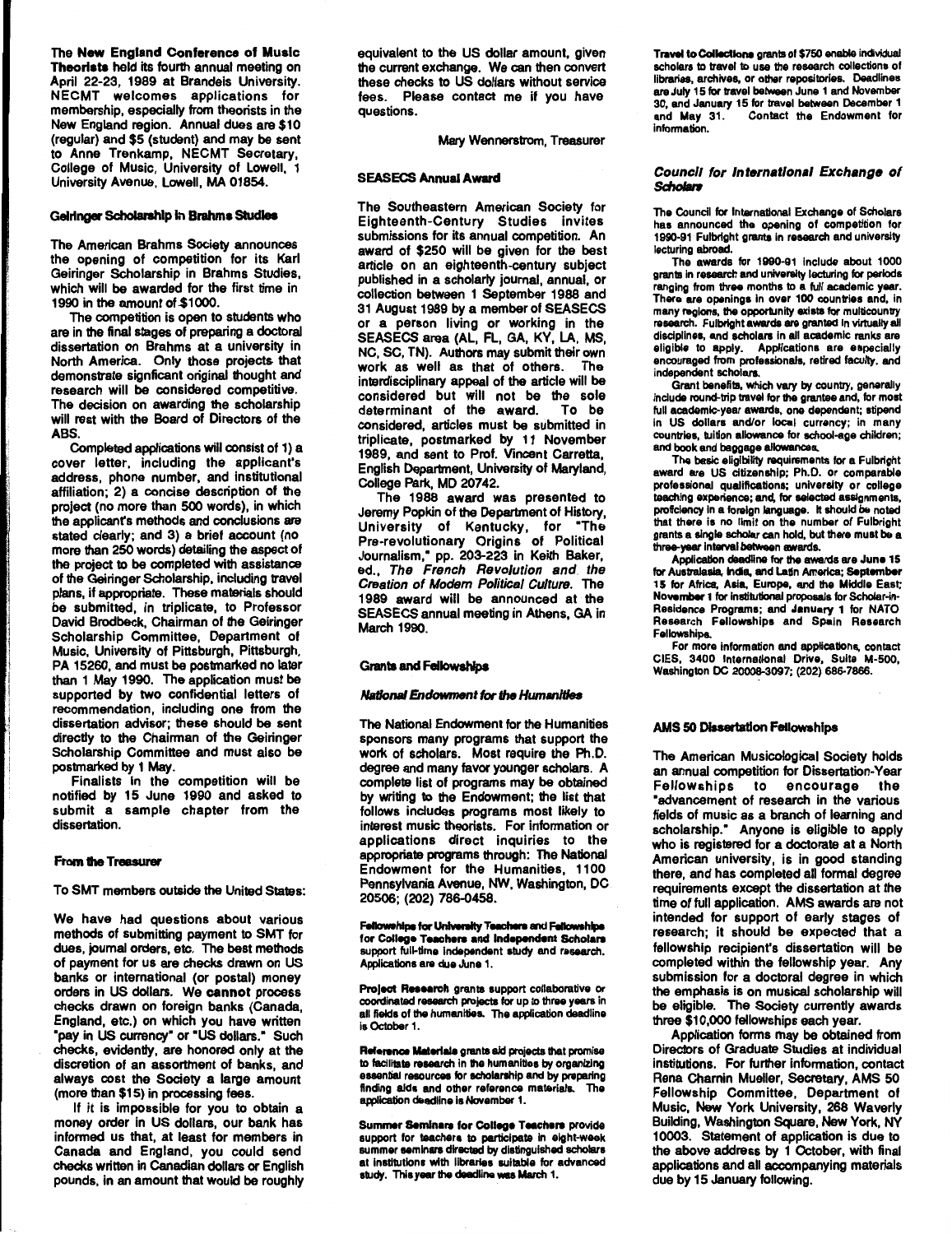The **New England Conference of Music Theorists** held its fourth annual meeting on April 22-23, 1989 at Brandeis University. NECMT welcomes applications for membership, especially from theorists in the New England region. Annual dues are $10 (regular) and $5 (student) and may be sent to Anne Trenkamp, NECMT Secretary, College of Music, University of Lowell, 1 University Avenue, Lowell, MA 01854.

### Geiringer Scholarship in Brahms Studies

The American Brahms Society announces the opening of competition for its Karl Geiringer Scholarship in Brahms Studies, which will be awarded for the first time in 1990 in the amount of $1000.

The competition is open to students who are in the final stages of preparing a doctoral dissertation on Brahms at a university in North America. Only those projects that demonstrate significant original thought and research will be considered competitive. The decision on awarding the scholarship will rest with the Board of Directors of the ABS.

Completed applications will consist of 1) a cover letter, including the applicant's address, phone number, and institutional affiliation; 2) a concise description of the project (no more than 500 words), in which the applicant's methods and conclusions are stated clearly; and 3) a brief account (no more than 250 words) detailing the aspect of the project to be completed with assistance of the Geiringer Scholarship, including travel plans, if appropriate. These materials should be submitted, in triplicate, to Professor David Brodbeck, Chairman of the Geiringer Scholarship Committee, Department of Music, University of Pittsburgh, Pittsburgh, PA 15260, and must be postmarked no later than 1 May 1990. The application must be supported by two confidential letters of recommendation, including one from the dissertation advisor; these should be sent directly to the Chairman of the Geiringer Scholarship Committee and must also be postmarked by 1 May.

Finalists in the competition will be notified by 15 June 1990 and asked to submit a sample chapter from the dissertation.

### From the Treasurer

To SMT members outside the United States:

We have had questions about various methods of submitting payment to SMT for dues, journal orders, etc. The best methods of payment for us are checks drawn on US banks or international (or postal) money orders in US dollars. We **cannot** process checks drawn on foreign banks (Canada, England, etc.) on which you have written "pay in US currency" or "US dollars." Such checks, evidently, are honored only at the discretion of an assortment of banks, and always cost the Society a large amount (more than $15) in processing fees.

If it is impossible for you to obtain a money order in US dollars, our bank has informed us that, at least for members in Canada and England, you could send checks written in Canadian dollars or English pounds, in an amount that would be roughly equivalent to the US dollar amount, given the current exchange. We can then convert these checks to US dollars without service fees. Please contact me if you have questions.

Mary Wennerstrom, Treasurer

### SEASECS Annual Award

The Southeastern American Society for Eighteenth-Century Studies invites submissions for its annual competition. An award of $250 will be given for the best article on an eighteenth-century subject published in a scholarly journal, annual, or collection between 1 September 1988 and 31 August 1989 by a member of SEASECS or a person living or working in the SEASECS area (AL, FL, GA, KY, LA, MS, NC, SC, TN). Authors may submit their own work as well as that of others. The interdisciplinary appeal of the article will be considered but will not be the sole determinant of the award. To be considered, articles must be submitted in triplicate, postmarked by 11 November 1989, and sent to Prof. Vincent Carretta, English Department, University of Maryland, College Park, MD 20742.

The 1988 award was presented to Jeremy Popkin of the Department of History, University of Kentucky, for "The Pre-revolutionary Origins of Political Journalism," pp. 203-223 in Keith Baker, ed., *The French Revolution and the Creation of Modern Political Culture*. The 1989 award will be announced at the SEASECS annual meeting in Athens, GA in March 1990.

### Grants and Fellowships

#### *National Endowment for the Humanities*

The National Endowment for the Humanities sponsors many programs that support the work of scholars. Most require the Ph.D. degree and many favor younger scholars. A complete list of programs may be obtained by writing to the Endowment; the list that follows includes programs most likely to interest music theorists. For information or applications direct inquiries to the appropriate programs through: The National Endowment for the Humanities, 1100 Pennsylvania Avenue, NW, Washington, DC 20506; (202) 786-0458.

**Fellowships for University Teachers and Fellowships for College Teachers and Independent Scholars** support full-time independent study and research. Applications are due June 1.

**Project Research** grants support collaborative or coordinated research projects for up to three years in all fields of the humanities. The application deadline is October 1.

**Reference Materials** grants aid projects that promise to facilitate research in the humanities by organizing essential resources for scholarship and by preparing finding aids and other reference materials. The application deadline is November 1.

**Summer Seminars for College Teachers** provide support for teachers to participate in eight-week summer seminars directed by distinguished scholars at institutions with libraries suitable for advanced study. This year the deadline was March 1.

**Travel to Collections** grants of $750 enable individual scholars to travel to use the research collections of libraries, archives, or other repositories. Deadlines are July 15 for travel between June 1 and November 30, and January 15 for travel between December 1 and May 31. Contact the Endowment for information.

#### *Council for International Exchange of Scholars*

The Council for International Exchange of Scholars has announced the opening of competition for 1990-91 Fulbright grants in research and university lecturing abroad.

The awards for 1990-91 include about 1000 grants in research and university lecturing for periods ranging from three months to a full academic year. There are openings in over 100 countries and, in many regions, the opportunity exists for multicountry research. Fulbright awards are granted in virtually all disciplines, and scholars in all academic ranks are eligible to apply. Applications are especially encouraged from professionals, retired faculty, and independent scholars.

Grant benefits, which vary by country, generally include round-trip travel for the grantee and, for most full academic-year awards, one dependent; stipend in US dollars and/or local currency; in many countries, tuition allowance for school-age children; and book and baggage allowances.

The basic eligibility requirements for a Fulbright award are US citizenship; Ph.D. or comparable professional qualifications; university or college teaching experience; and, for selected assignments, proficiency in a foreign language. It should be noted that there is no limit on the number of Fulbright grants a single scholar can hold, but there must be a three-year interval between awards.

Application deadline for the awards are **June 15** for Australasia, India, and Latin America; **September 15** for Africa, Asia, Europe, and the Middle East; **November 1** for institutional proposals for Scholar-in-Residence Programs; and **January 1** for NATO Research Fellowships and Spain Research Fellowships.

For more information and applications, contact CIES, 3400 International Drive, Suite M-500, Washington DC 20008-3097; (202) 686-7866.

### AMS 50 Dissertation Fellowships

The American Musicological Society holds an annual competition for Dissertation-Year Fellowships to encourage the "advancement of research in the various fields of music as a branch of learning and scholarship." Anyone is eligible to apply who is registered for a doctorate at a North American university, is in good standing there, and has completed all formal degree requirements except the dissertation at the time of full application. AMS awards are not intended for support of early stages of research; it should be expected that a fellowship recipient's dissertation will be completed within the fellowship year. Any submission for a doctoral degree in which the emphasis is on musical scholarship will be eligible. The Society currently awards three $10,000 fellowships each year.

Application forms may be obtained from Directors of Graduate Studies at individual institutions. For further information, contact Rena Charnin Mueller, Secretary, AMS 50 Fellowship Committee, Department of Music, New York University, 268 Waverly Building, Washington Square, New York, NY 10003. Statement of application is due to the above address by 1 October, with final applications and all accompanying materials due by 15 January following.